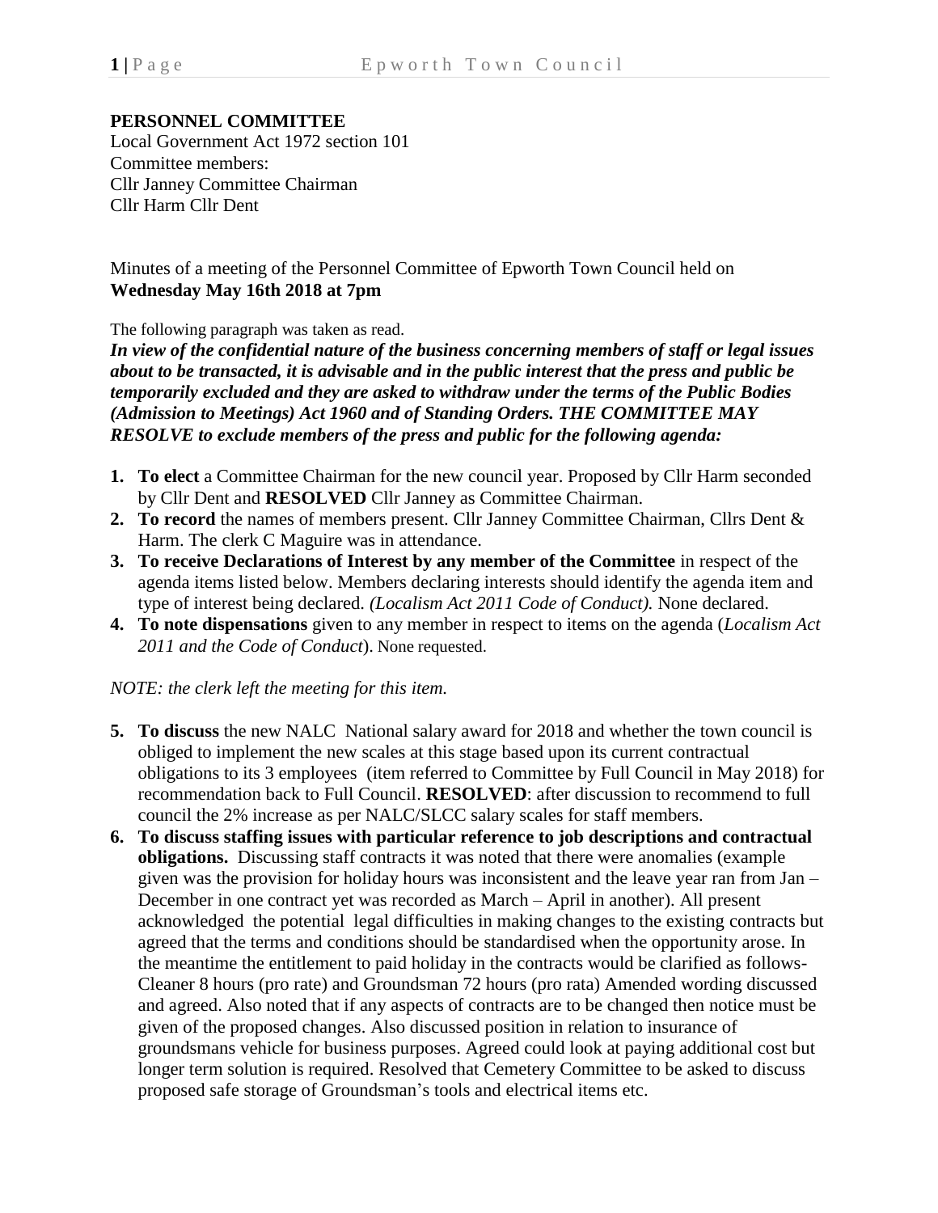**PERSONNEL COMMITTEE**
Local Government Act 1972 section 101
Committee members:
Cllr Janney Committee Chairman
Cllr Harm Cllr Dent

Minutes of a meeting of the Personnel Committee of Epworth Town Council held on **Wednesday May 16th 2018 at 7pm**

The following paragraph was taken as read.

***In view of the confidential nature of the business concerning members of staff or legal issues about to be transacted, it is advisable and in the public interest that the press and public be temporarily excluded and they are asked to withdraw under the terms of the Public Bodies (Admission to Meetings) Act 1960 and of Standing Orders. THE COMMITTEE MAY RESOLVE to exclude members of the press and public for the following agenda:***

1. **To elect** a Committee Chairman for the new council year. Proposed by Cllr Harm seconded by Cllr Dent and **RESOLVED** Cllr Janney as Committee Chairman.
2. **To record** the names of members present. Cllr Janney Committee Chairman, Cllrs Dent & Harm. The clerk C Maguire was in attendance.
3. **To receive Declarations of Interest by any member of the Committee** in respect of the agenda items listed below. Members declaring interests should identify the agenda item and type of interest being declared. *(Localism Act 2011 Code of Conduct).* None declared.
4. **To note dispensations** given to any member in respect to items on the agenda (*Localism Act 2011 and the Code of Conduct*). None requested.

*NOTE: the clerk left the meeting for this item.*

5. **To discuss** the new NALC National salary award for 2018 and whether the town council is obliged to implement the new scales at this stage based upon its current contractual obligations to its 3 employees (item referred to Committee by Full Council in May 2018) for recommendation back to Full Council. **RESOLVED**: after discussion to recommend to full council the 2% increase as per NALC/SLCC salary scales for staff members.
6. **To discuss staffing issues with particular reference to job descriptions and contractual obligations.** Discussing staff contracts it was noted that there were anomalies (example given was the provision for holiday hours was inconsistent and the leave year ran from Jan – December in one contract yet was recorded as March – April in another). All present acknowledged the potential legal difficulties in making changes to the existing contracts but agreed that the terms and conditions should be standardised when the opportunity arose. In the meantime the entitlement to paid holiday in the contracts would be clarified as follows- Cleaner 8 hours (pro rate) and Groundsman 72 hours (pro rata) Amended wording discussed and agreed. Also noted that if any aspects of contracts are to be changed then notice must be given of the proposed changes. Also discussed position in relation to insurance of groundsmans vehicle for business purposes. Agreed could look at paying additional cost but longer term solution is required. Resolved that Cemetery Committee to be asked to discuss proposed safe storage of Groundsman's tools and electrical items etc.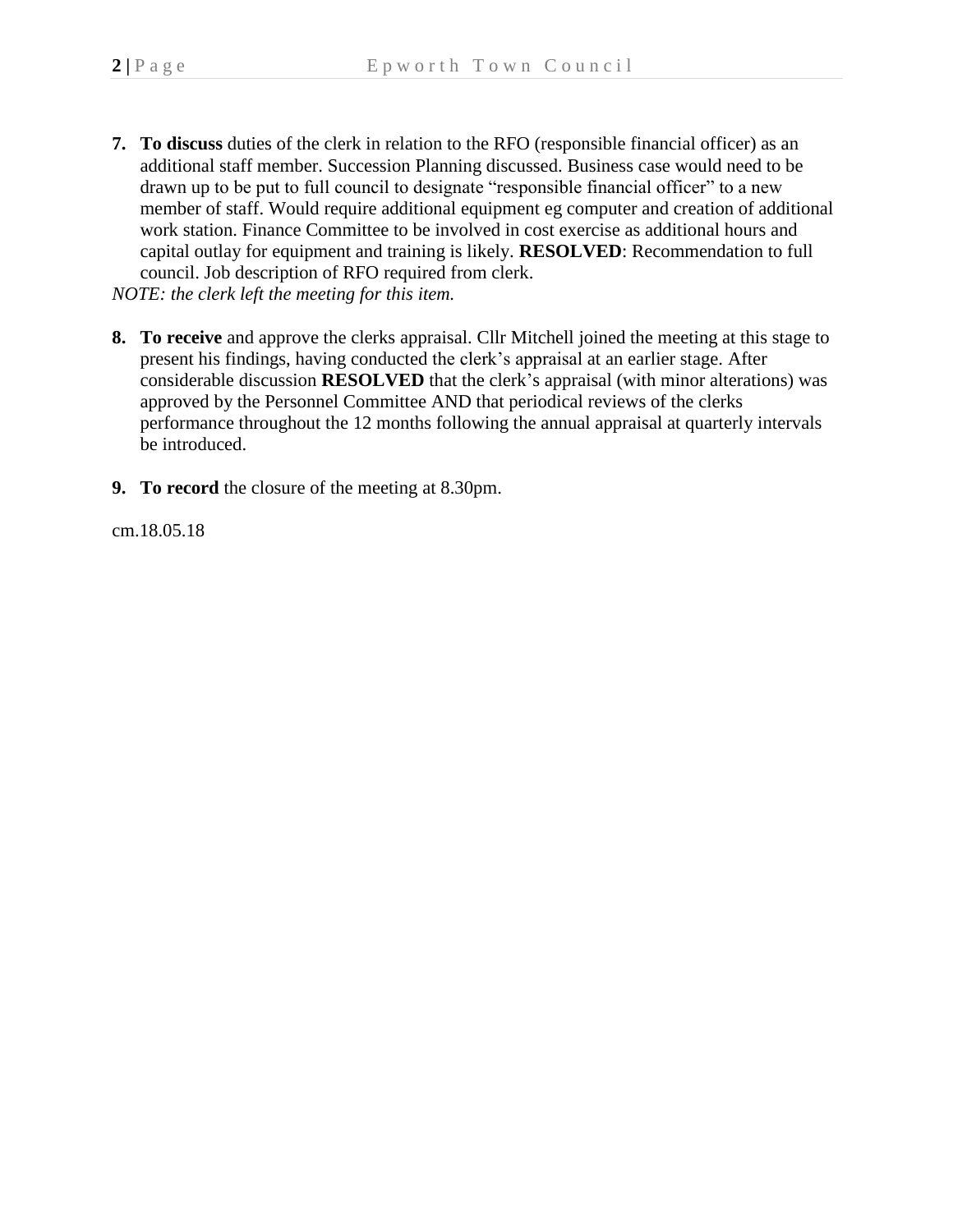7. **To discuss** duties of the clerk in relation to the RFO (responsible financial officer) as an additional staff member. Succession Planning discussed. Business case would need to be drawn up to be put to full council to designate "responsible financial officer" to a new member of staff. Would require additional equipment eg computer and creation of additional work station. Finance Committee to be involved in cost exercise as additional hours and capital outlay for equipment and training is likely. **RESOLVED**: Recommendation to full council. Job description of RFO required from clerk.

*NOTE: the clerk left the meeting for this item.*

8. **To receive** and approve the clerks appraisal. Cllr Mitchell joined the meeting at this stage to present his findings, having conducted the clerk's appraisal at an earlier stage. After considerable discussion **RESOLVED** that the clerk's appraisal (with minor alterations) was approved by the Personnel Committee AND that periodical reviews of the clerks performance throughout the 12 months following the annual appraisal at quarterly intervals be introduced.

9. **To record** the closure of the meeting at 8.30pm.

cm.18.05.18